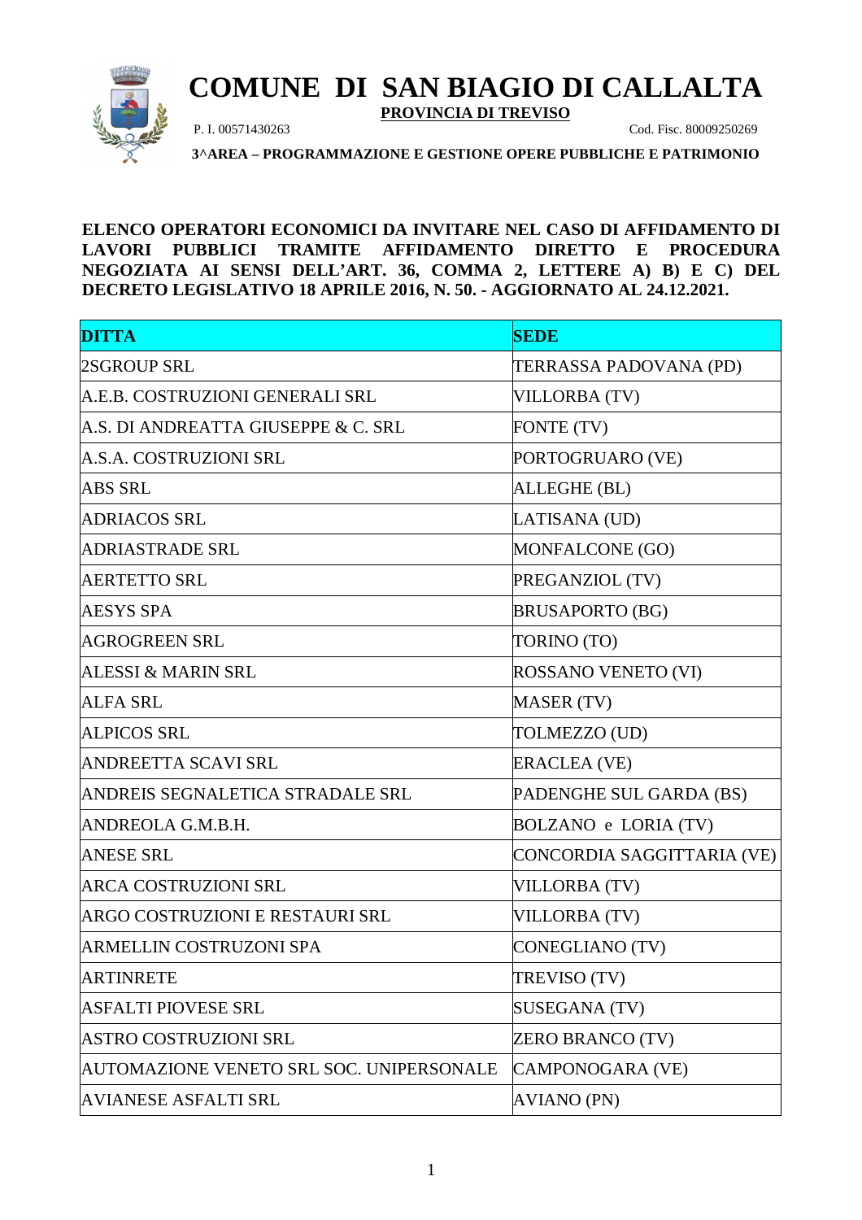# COMUNE DI SAN BIAGIO DI CALLALTA

**PROVINCIA DI TREVISO**

P. I. 00571430263 Cod. Fisc. 80009250269

**3^AREA – PROGRAMMAZIONE E GESTIONE OPERE PUBBLICHE E PATRIMONIO**

**ELENCO OPERATORI ECONOMICI DA INVITARE NEL CASO DI AFFIDAMENTO DI LAVORI PUBBLICI TRAMITE AFFIDAMENTO DIRETTO E PROCEDURA NEGOZIATA AI SENSI DELL'ART. 36, COMMA 2, LETTERE A) B) E C) DEL DECRETO LEGISLATIVO 18 APRILE 2016, N. 50. - AGGIORNATO AL 24.12.2021.**

| DITTA | SEDE |
|---|---|
| 2SGROUP SRL | TERRASSA PADOVANA (PD) |
| A.E.B. COSTRUZIONI GENERALI SRL | VILLORBA (TV) |
| A.S. DI ANDREATTA GIUSEPPE & C. SRL | FONTE (TV) |
| A.S.A. COSTRUZIONI SRL | PORTOGRUARO (VE) |
| ABS SRL | ALLEGHE (BL) |
| ADRIACOS SRL | LATISANA (UD) |
| ADRIASTRADE SRL | MONFALCONE (GO) |
| AERTETTO SRL | PREGANZIOL (TV) |
| AESYS SPA | BRUSAPORTO (BG) |
| AGROGREEN SRL | TORINO (TO) |
| ALESSI & MARIN SRL | ROSSANO VENETO (VI) |
| ALFA SRL | MASER (TV) |
| ALPICOS SRL | TOLMEZZO (UD) |
| ANDREETTA SCAVI SRL | ERACLEA (VE) |
| ANDREIS SEGNALETICA STRADALE SRL | PADENGHE SUL GARDA (BS) |
| ANDREOLA G.M.B.H. | BOLZANO e LORIA (TV) |
| ANESE SRL | CONCORDIA SAGGITTARIA (VE) |
| ARCA COSTRUZIONI SRL | VILLORBA (TV) |
| ARGO COSTRUZIONI E RESTAURI SRL | VILLORBA (TV) |
| ARMELLIN COSTRUZONI SPA | CONEGLIANO (TV) |
| ARTINRETE | TREVISO (TV) |
| ASFALTI PIOVESE SRL | SUSEGANA (TV) |
| ASTRO COSTRUZIONI SRL | ZERO BRANCO (TV) |
| AUTOMAZIONE VENETO SRL SOC. UNIPERSONALE | CAMPONOGARA (VE) |
| AVIANESE ASFALTI SRL | AVIANO (PN) |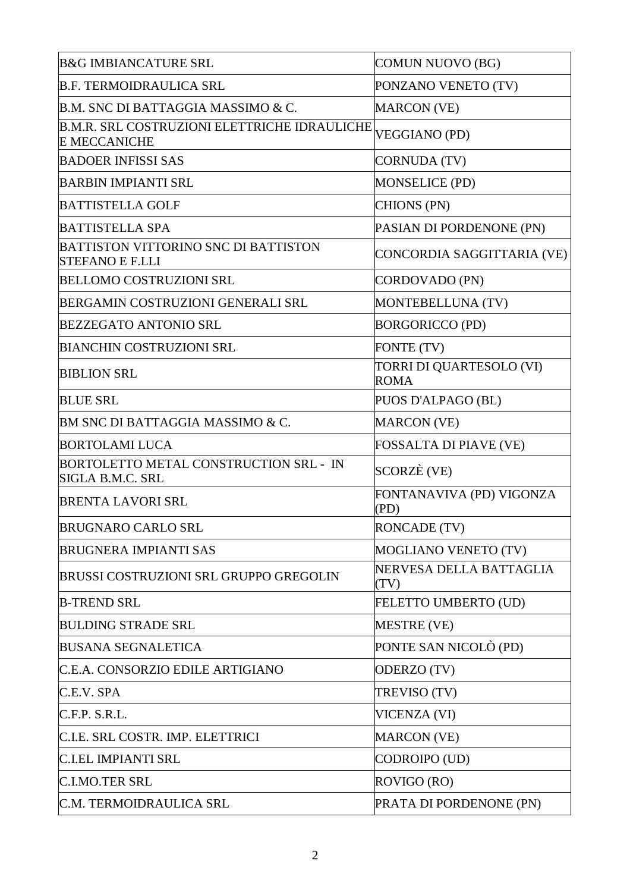| | |
|---|---|
| B&G IMBIANCATURE SRL | COMUN NUOVO (BG) |
| B.F. TERMOIDRAULICA SRL | PONZANO VENETO (TV) |
| B.M. SNC DI BATTAGGIA MASSIMO & C. | MARCON (VE) |
| B.M.R. SRL COSTRUZIONI ELETTRICHE IDRAULICHE E MECCANICHE | VEGGIANO (PD) |
| BADOER INFISSI SAS | CORNUDA (TV) |
| BARBIN IMPIANTI SRL | MONSELICE (PD) |
| BATTISTELLA GOLF | CHIONS (PN) |
| BATTISTELLA SPA | PASIAN DI PORDENONE (PN) |
| BATTISTON VITTORINO SNC DI BATTISTON STEFANO E F.LLI | CONCORDIA SAGGITTARIA (VE) |
| BELLOMO COSTRUZIONI SRL | CORDOVADO (PN) |
| BERGAMIN COSTRUZIONI GENERALI SRL | MONTEBELLUNA (TV) |
| BEZZEGATO ANTONIO SRL | BORGORICCO (PD) |
| BIANCHIN COSTRUZIONI SRL | FONTE (TV) |
| BIBLION SRL | TORRI DI QUARTESOLO (VI) ROMA |
| BLUE SRL | PUOS D'ALPAGO (BL) |
| BM SNC DI BATTAGGIA MASSIMO & C. | MARCON (VE) |
| BORTOLAMI LUCA | FOSSALTA DI PIAVE (VE) |
| BORTOLETTO METAL CONSTRUCTION SRL - IN SIGLA B.M.C. SRL | SCORZÈ (VE) |
| BRENTA LAVORI SRL | FONTANAVIVA (PD) VIGONZA (PD) |
| BRUGNARO CARLO SRL | RONCADE (TV) |
| BRUGNERA IMPIANTI SAS | MOGLIANO VENETO (TV) |
| BRUSSI COSTRUZIONI SRL GRUPPO GREGOLIN | NERVESA DELLA BATTAGLIA (TV) |
| B-TREND SRL | FELETTO UMBERTO (UD) |
| BULDING STRADE SRL | MESTRE (VE) |
| BUSANA SEGNALETICA | PONTE SAN NICOLÒ (PD) |
| C.E.A. CONSORZIO EDILE ARTIGIANO | ODERZO (TV) |
| C.E.V. SPA | TREVISO (TV) |
| C.F.P. S.R.L. | VICENZA (VI) |
| C.I.E. SRL COSTR. IMP. ELETTRICI | MARCON (VE) |
| C.I.EL IMPIANTI SRL | CODROIPO (UD) |
| C.I.MO.TER SRL | ROVIGO (RO) |
| C.M. TERMOIDRAULICA SRL | PRATA DI PORDENONE (PN) |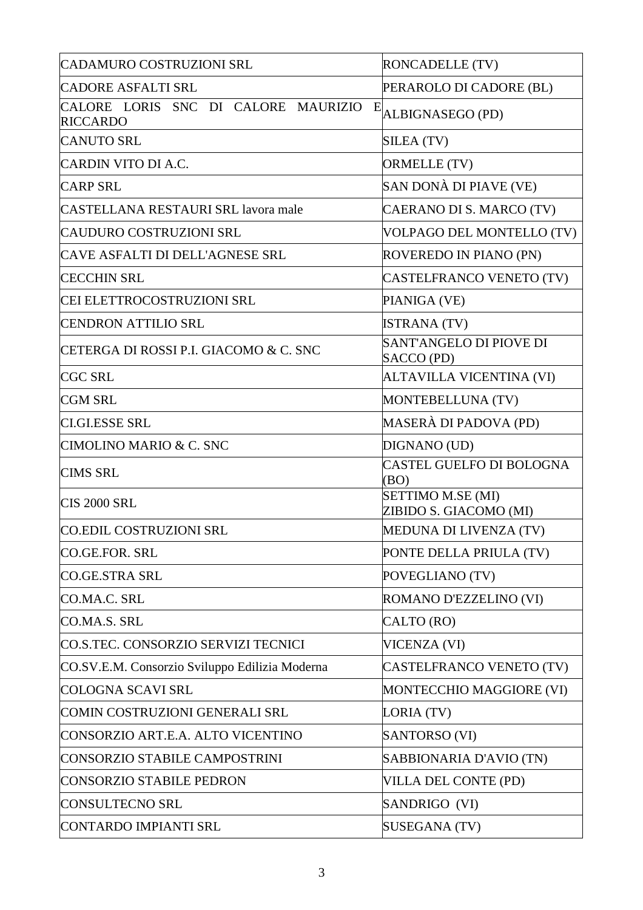| CADAMURO COSTRUZIONI SRL | RONCADELLE (TV) |
|---|---|
| CADORE ASFALTI SRL | PERAROLO DI CADORE (BL) |
| CALORE LORIS SNC DI CALORE MAURIZIO E RICCARDO | ALBIGNASEGO (PD) |
| CANUTO SRL | SILEA (TV) |
| CARDIN VITO DI A.C. | ORMELLE (TV) |
| CARP SRL | SAN DONÀ DI PIAVE (VE) |
| CASTELLANA RESTAURI SRL lavora male | CAERANO DI S. MARCO (TV) |
| CAUDURO COSTRUZIONI SRL | VOLPAGO DEL MONTELLO (TV) |
| CAVE ASFALTI DI DELL'AGNESE SRL | ROVEREDO IN PIANO (PN) |
| CECCHIN SRL | CASTELFRANCO VENETO (TV) |
| CEI ELETTROCOSTRUZIONI SRL | PIANIGA (VE) |
| CENDRON ATTILIO SRL | ISTRANA (TV) |
| CETERGA DI ROSSI P.I. GIACOMO & C. SNC | SANT'ANGELO DI PIOVE DI SACCO (PD) |
| CGC SRL | ALTAVILLA VICENTINA (VI) |
| CGM SRL | MONTEBELLUNA (TV) |
| CI.GI.ESSE SRL | MASERÀ DI PADOVA (PD) |
| CIMOLINO MARIO & C. SNC | DIGNANO (UD) |
| CIMS SRL | CASTEL GUELFO DI BOLOGNA (BO) |
| CIS 2000 SRL | SETTIMO M.SE (MI) ZIBIDO S. GIACOMO (MI) |
| CO.EDIL COSTRUZIONI SRL | MEDUNA DI LIVENZA (TV) |
| CO.GE.FOR. SRL | PONTE DELLA PRIULA (TV) |
| CO.GE.STRA SRL | POVEGLIANO (TV) |
| CO.MA.C. SRL | ROMANO D'EZZELINO (VI) |
| CO.MA.S. SRL | CALTO (RO) |
| CO.S.TEC. CONSORZIO SERVIZI TECNICI | VICENZA (VI) |
| CO.SV.E.M. Consorzio Sviluppo Edilizia Moderna | CASTELFRANCO VENETO (TV) |
| COLOGNA SCAVI SRL | MONTECCHIO MAGGIORE (VI) |
| COMIN COSTRUZIONI GENERALI SRL | LORIA (TV) |
| CONSORZIO ART.E.A. ALTO VICENTINO | SANTORSO (VI) |
| CONSORZIO STABILE CAMPOSTRINI | SABBIONARIA D'AVIO (TN) |
| CONSORZIO STABILE PEDRON | VILLA DEL CONTE (PD) |
| CONSULTECNO SRL | SANDRIGO (VI) |
| CONTARDO IMPIANTI SRL | SUSEGANA (TV) |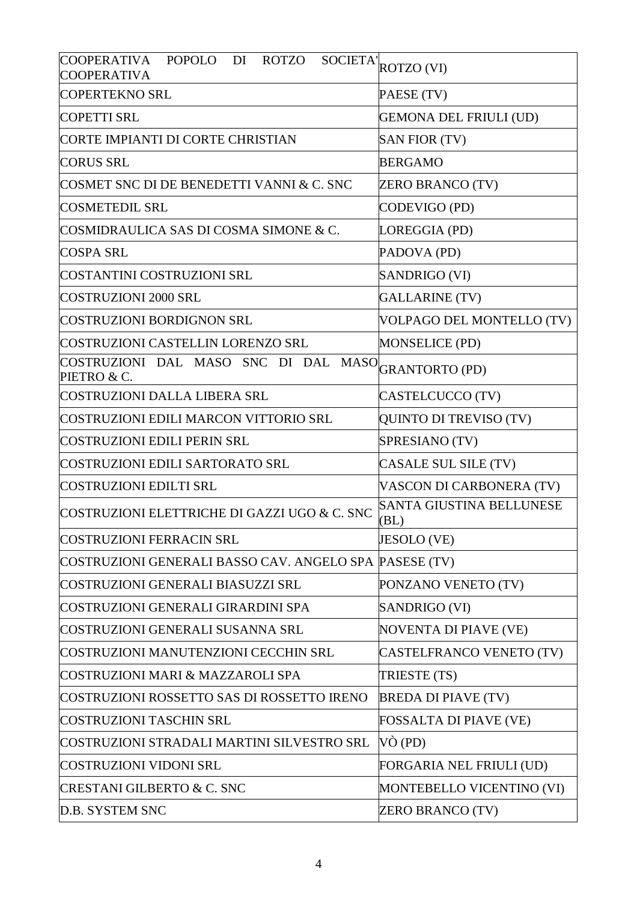| | |
|---|---|
| COOPERATIVA POPOLO DI ROTZO SOCIETA' COOPERATIVA | ROTZO (VI) |
| COPERTEKNO SRL | PAESE (TV) |
| COPETTI SRL | GEMONA DEL FRIULI (UD) |
| CORTE IMPIANTI DI CORTE CHRISTIAN | SAN FIOR (TV) |
| CORUS SRL | BERGAMO |
| COSMET SNC DI DE BENEDETTI VANNI & C. SNC | ZERO BRANCO (TV) |
| COSMETEDIL SRL | CODEVIGO (PD) |
| COSMIDRAULICA SAS DI COSMA SIMONE & C. | LOREGGIA (PD) |
| COSPA SRL | PADOVA (PD) |
| COSTANTINI COSTRUZIONI SRL | SANDRIGO (VI) |
| COSTRUZIONI 2000 SRL | GALLARINE (TV) |
| COSTRUZIONI BORDIGNON SRL | VOLPAGO DEL MONTELLO (TV) |
| COSTRUZIONI CASTELLIN LORENZO SRL | MONSELICE (PD) |
| COSTRUZIONI DAL MASO SNC DI DAL MASO PIETRO & C. | GRANTORTO (PD) |
| COSTRUZIONI DALLA LIBERA SRL | CASTELCUCCO (TV) |
| COSTRUZIONI EDILI MARCON VITTORIO SRL | QUINTO DI TREVISO (TV) |
| COSTRUZIONI EDILI PERIN SRL | SPRESIANO (TV) |
| COSTRUZIONI EDILI SARTORATO SRL | CASALE SUL SILE (TV) |
| COSTRUZIONI EDILTI SRL | VASCON DI CARBONERA (TV) |
| COSTRUZIONI ELETTRICHE DI GAZZI UGO & C. SNC | SANTA GIUSTINA BELLUNESE (BL) |
| COSTRUZIONI FERRACIN SRL | JESOLO (VE) |
| COSTRUZIONI GENERALI BASSO CAV. ANGELO SPA | PASESE (TV) |
| COSTRUZIONI GENERALI BIASUZZI SRL | PONZANO VENETO (TV) |
| COSTRUZIONI GENERALI GIRARDINI SPA | SANDRIGO (VI) |
| COSTRUZIONI GENERALI SUSANNA SRL | NOVENTA DI PIAVE (VE) |
| COSTRUZIONI MANUTENZIONI CECCHIN SRL | CASTELFRANCO VENETO (TV) |
| COSTRUZIONI MARI & MAZZAROLI SPA | TRIESTE (TS) |
| COSTRUZIONI ROSSETTO SAS DI ROSSETTO IRENO | BREDA DI PIAVE (TV) |
| COSTRUZIONI TASCHIN SRL | FOSSALTA DI PIAVE (VE) |
| COSTRUZIONI STRADALI MARTINI SILVESTRO SRL | VÒ (PD) |
| COSTRUZIONI VIDONI SRL | FORGARIA NEL FRIULI (UD) |
| CRESTANI GILBERTO & C. SNC | MONTEBELLO VICENTINO (VI) |
| D.B. SYSTEM SNC | ZERO BRANCO (TV) |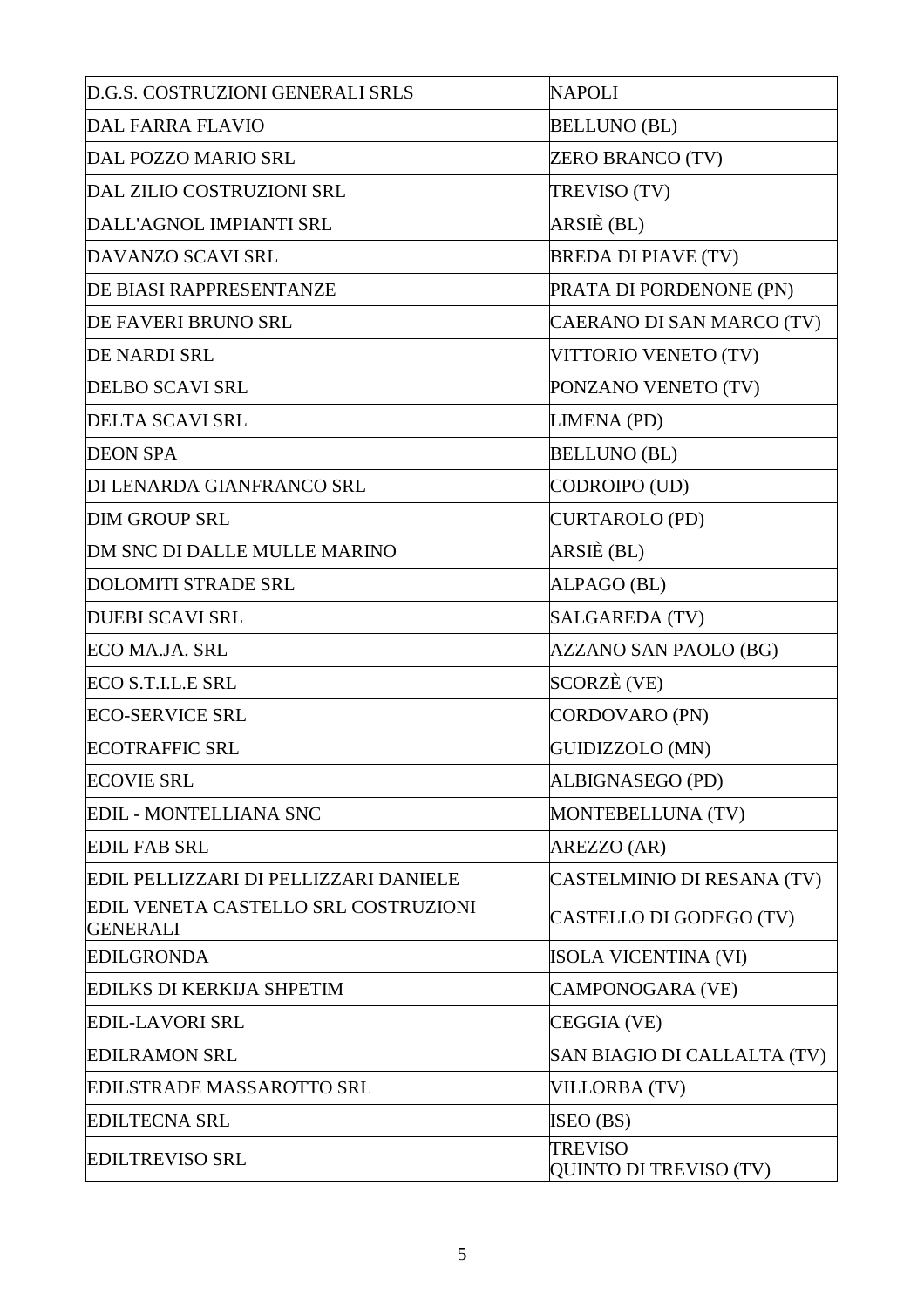| | |
|---|---|
| D.G.S. COSTRUZIONI GENERALI SRLS | NAPOLI |
| DAL FARRA FLAVIO | BELLUNO (BL) |
| DAL POZZO MARIO SRL | ZERO BRANCO (TV) |
| DAL ZILIO COSTRUZIONI SRL | TREVISO (TV) |
| DALL'AGNOL IMPIANTI SRL | ARSIÈ (BL) |
| DAVANZO SCAVI SRL | BREDA DI PIAVE (TV) |
| DE BIASI RAPPRESENTANZE | PRATA DI PORDENONE (PN) |
| DE FAVERI BRUNO SRL | CAERANO DI SAN MARCO (TV) |
| DE NARDI SRL | VITTORIO VENETO (TV) |
| DELBO SCAVI SRL | PONZANO VENETO (TV) |
| DELTA SCAVI SRL | LIMENA (PD) |
| DEON SPA | BELLUNO (BL) |
| DI LENARDA GIANFRANCO SRL | CODROIPO (UD) |
| DIM GROUP SRL | CURTAROLO (PD) |
| DM SNC DI DALLE MULLE MARINO | ARSIÈ (BL) |
| DOLOMITI STRADE SRL | ALPAGO (BL) |
| DUEBI SCAVI SRL | SALGAREDA (TV) |
| ECO MA.JA. SRL | AZZANO SAN PAOLO (BG) |
| ECO S.T.I.L.E SRL | SCORZÈ (VE) |
| ECO-SERVICE SRL | CORDOVARO (PN) |
| ECOTRAFFIC SRL | GUIDIZZOLO (MN) |
| ECOVIE SRL | ALBIGNASEGO (PD) |
| EDIL - MONTELLIANA SNC | MONTEBELLUNA (TV) |
| EDIL FAB SRL | AREZZO (AR) |
| EDIL PELLIZZARI DI PELLIZZARI DANIELE | CASTELMINIO DI RESANA (TV) |
| EDIL VENETA CASTELLO SRL COSTRUZIONI GENERALI | CASTELLO DI GODEGO (TV) |
| EDILGRONDA | ISOLA VICENTINA (VI) |
| EDILKS DI KERKIJA SHPETIM | CAMPONOGARA (VE) |
| EDIL-LAVORI SRL | CEGGIA (VE) |
| EDILRAMON SRL | SAN BIAGIO DI CALLALTA (TV) |
| EDILSTRADE MASSAROTTO SRL | VILLORBA (TV) |
| EDILTECNA SRL | ISEO (BS) |
| EDILTREVISO SRL | TREVISO<br>QUINTO DI TREVISO (TV) |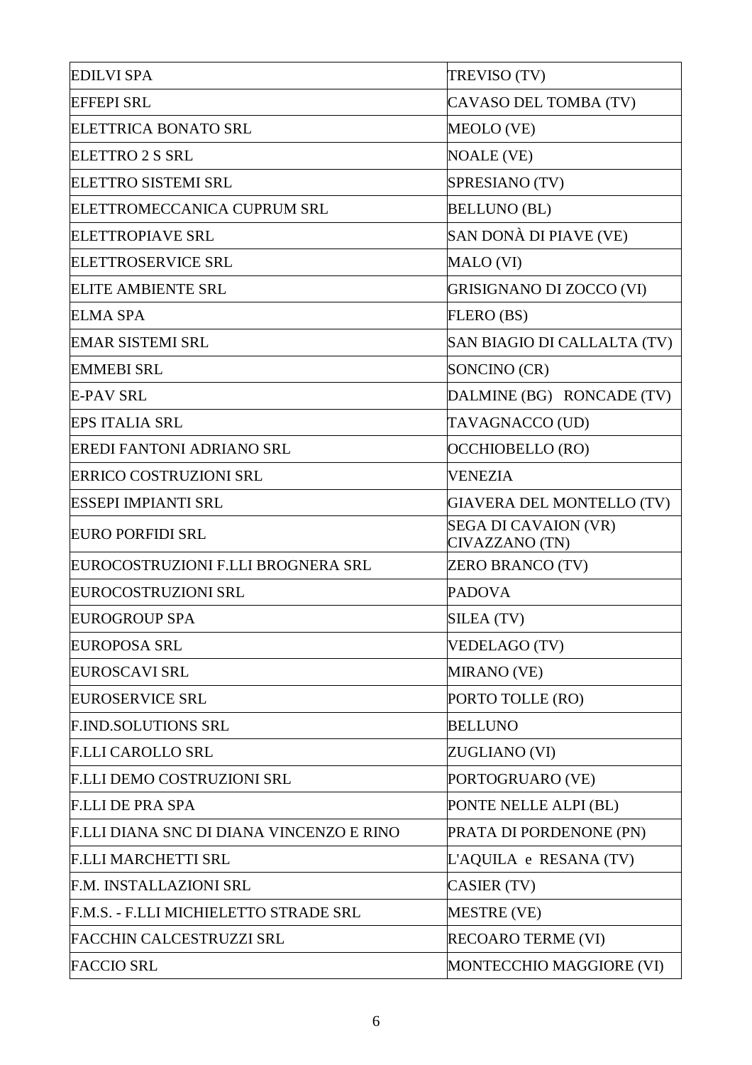| | |
|---|---|
| EDILVI SPA | TREVISO (TV) |
| EFFEPI SRL | CAVASO DEL TOMBA (TV) |
| ELETTRICA BONATO SRL | MEOLO (VE) |
| ELETTRO 2 S SRL | NOALE (VE) |
| ELETTRO SISTEMI SRL | SPRESIANO (TV) |
| ELETTROMECCANICA CUPRUM SRL | BELLUNO (BL) |
| ELETTROPIAVE SRL | SAN DONÀ DI PIAVE (VE) |
| ELETTROSERVICE SRL | MALO (VI) |
| ELITE AMBIENTE SRL | GRISIGNANO DI ZOCCO (VI) |
| ELMA SPA | FLERO (BS) |
| EMAR SISTEMI SRL | SAN BIAGIO DI CALLALTA (TV) |
| EMMEBI SRL | SONCINO (CR) |
| E-PAV SRL | DALMINE (BG) RONCADE (TV) |
| EPS ITALIA SRL | TAVAGNACCO (UD) |
| EREDI FANTONI ADRIANO SRL | OCCHIOBELLO (RO) |
| ERRICO COSTRUZIONI SRL | VENEZIA |
| ESSEPI IMPIANTI SRL | GIAVERA DEL MONTELLO (TV) |
| EURO PORFIDI SRL | SEGA DI CAVAION (VR) CIVAZZANO (TN) |
| EUROCOSTRUZIONI F.LLI BROGNERA SRL | ZERO BRANCO (TV) |
| EUROCOSTRUZIONI SRL | PADOVA |
| EUROGROUP SPA | SILEA (TV) |
| EUROPOSA SRL | VEDELAGO (TV) |
| EUROSCAVI SRL | MIRANO (VE) |
| EUROSERVICE SRL | PORTO TOLLE (RO) |
| F.IND.SOLUTIONS SRL | BELLUNO |
| F.LLI CAROLLO SRL | ZUGLIANO (VI) |
| F.LLI DEMO COSTRUZIONI SRL | PORTOGRUARO (VE) |
| F.LLI DE PRA SPA | PONTE NELLE ALPI (BL) |
| F.LLI DIANA SNC DI DIANA VINCENZO E RINO | PRATA DI PORDENONE (PN) |
| F.LLI MARCHETTI SRL | L'AQUILA e RESANA (TV) |
| F.M. INSTALLAZIONI SRL | CASIER (TV) |
| F.M.S. - F.LLI MICHIELETTO STRADE SRL | MESTRE (VE) |
| FACCHIN CALCESTRUZZI SRL | RECOARO TERME (VI) |
| FACCIO SRL | MONTECCHIO MAGGIORE (VI) |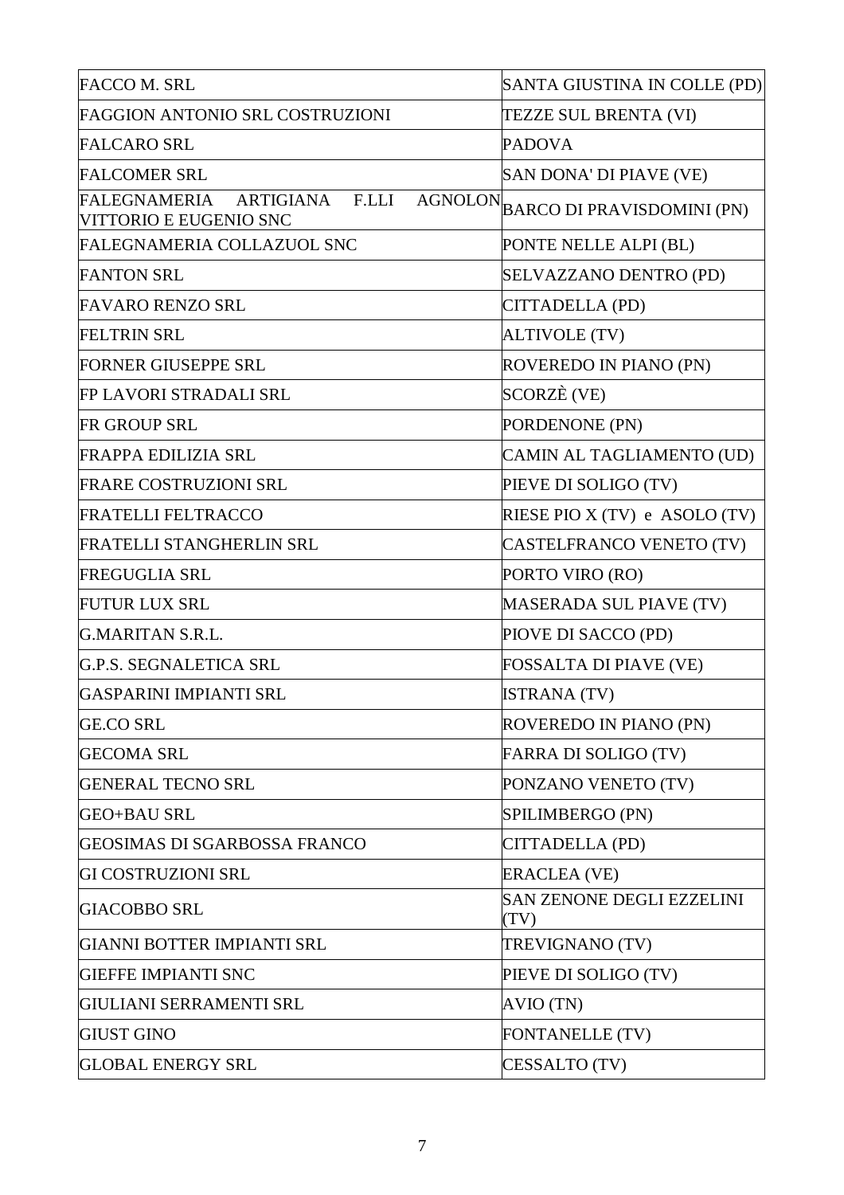| | |
|---|---|
| FACCO M. SRL | SANTA GIUSTINA IN COLLE (PD) |
| FAGGION ANTONIO SRL COSTRUZIONI | TEZZE SUL BRENTA (VI) |
| FALCARO SRL | PADOVA |
| FALCOMER SRL | SAN DONA' DI PIAVE (VE) |
| FALEGNAMERIA ARTIGIANA F.LLI AGNOLON VITTORIO E EUGENIO SNC | BARCO DI PRAVISDOMINI (PN) |
| FALEGNAMERIA COLLAZUOL SNC | PONTE NELLE ALPI (BL) |
| FANTON SRL | SELVAZZANO DENTRO (PD) |
| FAVARO RENZO SRL | CITTADELLA (PD) |
| FELTRIN SRL | ALTIVOLE (TV) |
| FORNER GIUSEPPE SRL | ROVEREDO IN PIANO (PN) |
| FP LAVORI STRADALI SRL | SCORZÈ (VE) |
| FR GROUP SRL | PORDENONE (PN) |
| FRAPPA EDILIZIA SRL | CAMIN AL TAGLIAMENTO (UD) |
| FRARE COSTRUZIONI SRL | PIEVE DI SOLIGO (TV) |
| FRATELLI FELTRACCO | RIESE PIO X (TV) e ASOLO (TV) |
| FRATELLI STANGHERLIN SRL | CASTELFRANCO VENETO (TV) |
| FREGUGLIA SRL | PORTO VIRO (RO) |
| FUTUR LUX SRL | MASERADA SUL PIAVE (TV) |
| G.MARITAN S.R.L. | PIOVE DI SACCO (PD) |
| G.P.S. SEGNALETICA SRL | FOSSALTA DI PIAVE (VE) |
| GASPARINI IMPIANTI SRL | ISTRANA (TV) |
| GE.CO SRL | ROVEREDO IN PIANO (PN) |
| GECOMA SRL | FARRA DI SOLIGO (TV) |
| GENERAL TECNO SRL | PONZANO VENETO (TV) |
| GEO+BAU SRL | SPILIMBERGO (PN) |
| GEOSIMAS DI SGARBOSSA FRANCO | CITTADELLA (PD) |
| GI COSTRUZIONI SRL | ERACLEA (VE) |
| GIACOBBO SRL | SAN ZENONE DEGLI EZZELINI (TV) |
| GIANNI BOTTER IMPIANTI SRL | TREVIGNANO (TV) |
| GIEFFE IMPIANTI SNC | PIEVE DI SOLIGO (TV) |
| GIULIANI SERRAMENTI SRL | AVIO (TN) |
| GIUST GINO | FONTANELLE (TV) |
| GLOBAL ENERGY SRL | CESSALTO (TV) |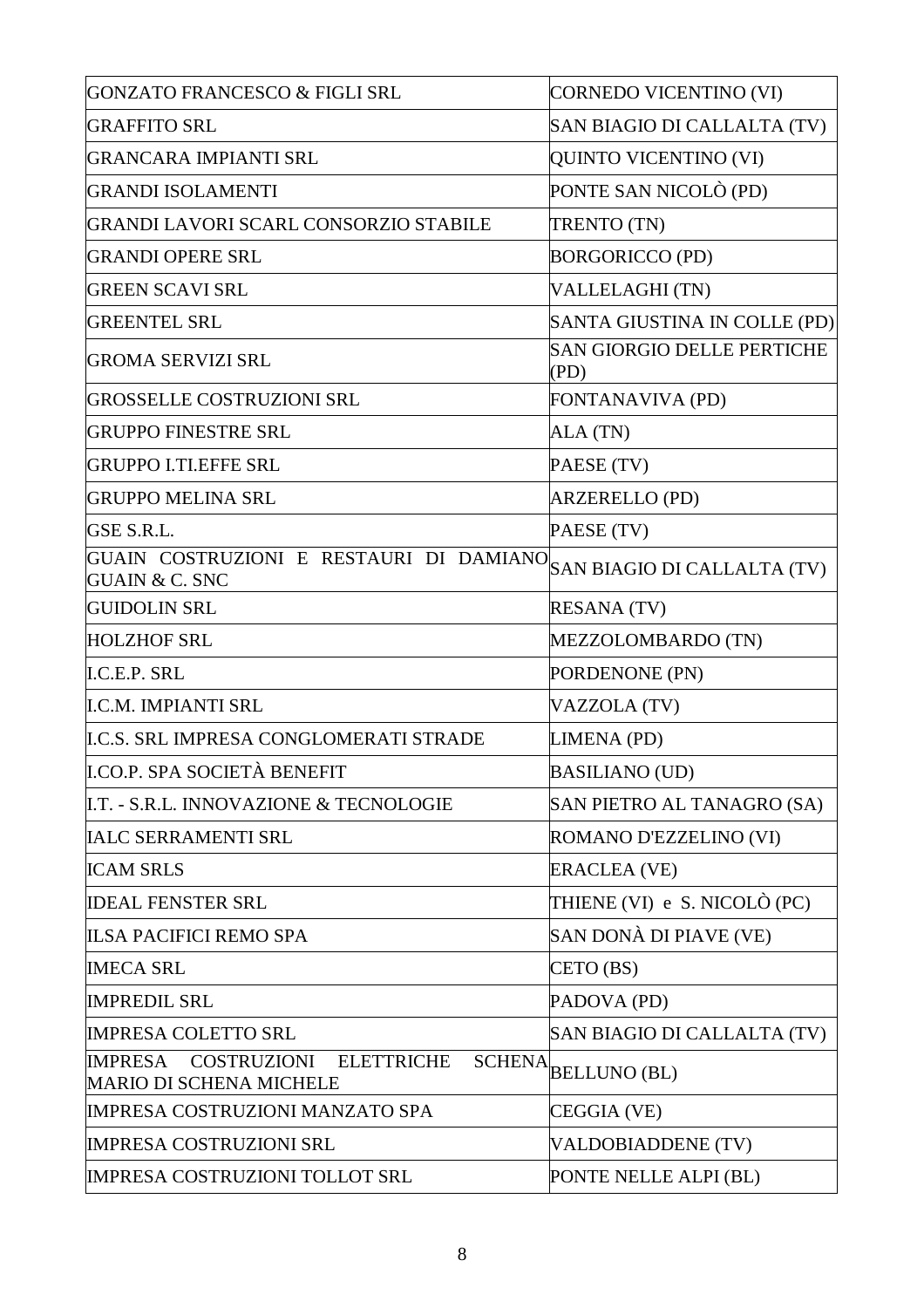| | |
|---|---|
| GONZATO FRANCESCO & FIGLI SRL | CORNEDO VICENTINO (VI) |
| GRAFFITO SRL | SAN BIAGIO DI CALLALTA (TV) |
| GRANCARA IMPIANTI SRL | QUINTO VICENTINO (VI) |
| GRANDI ISOLAMENTI | PONTE SAN NICOLÒ (PD) |
| GRANDI LAVORI SCARL CONSORZIO STABILE | TRENTO (TN) |
| GRANDI OPERE SRL | BORGORICCO (PD) |
| GREEN SCAVI SRL | VALLELAGHI (TN) |
| GREENTEL SRL | SANTA GIUSTINA IN COLLE (PD) |
| GROMA SERVIZI SRL | SAN GIORGIO DELLE PERTICHE (PD) |
| GROSSELLE COSTRUZIONI SRL | FONTANAVIVA (PD) |
| GRUPPO FINESTRE SRL | ALA (TN) |
| GRUPPO I.TI.EFFE SRL | PAESE (TV) |
| GRUPPO MELINA SRL | ARZERELLO (PD) |
| GSE S.R.L. | PAESE (TV) |
| GUAIN COSTRUZIONI E RESTAURI DI DAMIANO GUAIN & C. SNC | SAN BIAGIO DI CALLALTA (TV) |
| GUIDOLIN SRL | RESANA (TV) |
| HOLZHOF SRL | MEZZOLOMBARDO (TN) |
| I.C.E.P. SRL | PORDENONE (PN) |
| I.C.M. IMPIANTI SRL | VAZZOLA (TV) |
| I.C.S. SRL IMPRESA CONGLOMERATI STRADE | LIMENA (PD) |
| I.CO.P. SPA SOCIETÀ BENEFIT | BASILIANO (UD) |
| I.T. - S.R.L. INNOVAZIONE & TECNOLOGIE | SAN PIETRO AL TANAGRO (SA) |
| IALC SERRAMENTI SRL | ROMANO D'EZZELINO (VI) |
| ICAM SRLS | ERACLEA (VE) |
| IDEAL FENSTER SRL | THIENE (VI) e S. NICOLÒ (PC) |
| ILSA PACIFICI REMO SPA | SAN DONÀ DI PIAVE (VE) |
| IMECA SRL | CETO (BS) |
| IMPREDIL SRL | PADOVA (PD) |
| IMPRESA COLETTO SRL | SAN BIAGIO DI CALLALTA (TV) |
| IMPRESA COSTRUZIONI ELETTRICHE SCHENA MARIO DI SCHENA MICHELE | BELLUNO (BL) |
| IMPRESA COSTRUZIONI MANZATO SPA | CEGGIA (VE) |
| IMPRESA COSTRUZIONI SRL | VALDOBIADDENE (TV) |
| IMPRESA COSTRUZIONI TOLLOT SRL | PONTE NELLE ALPI (BL) |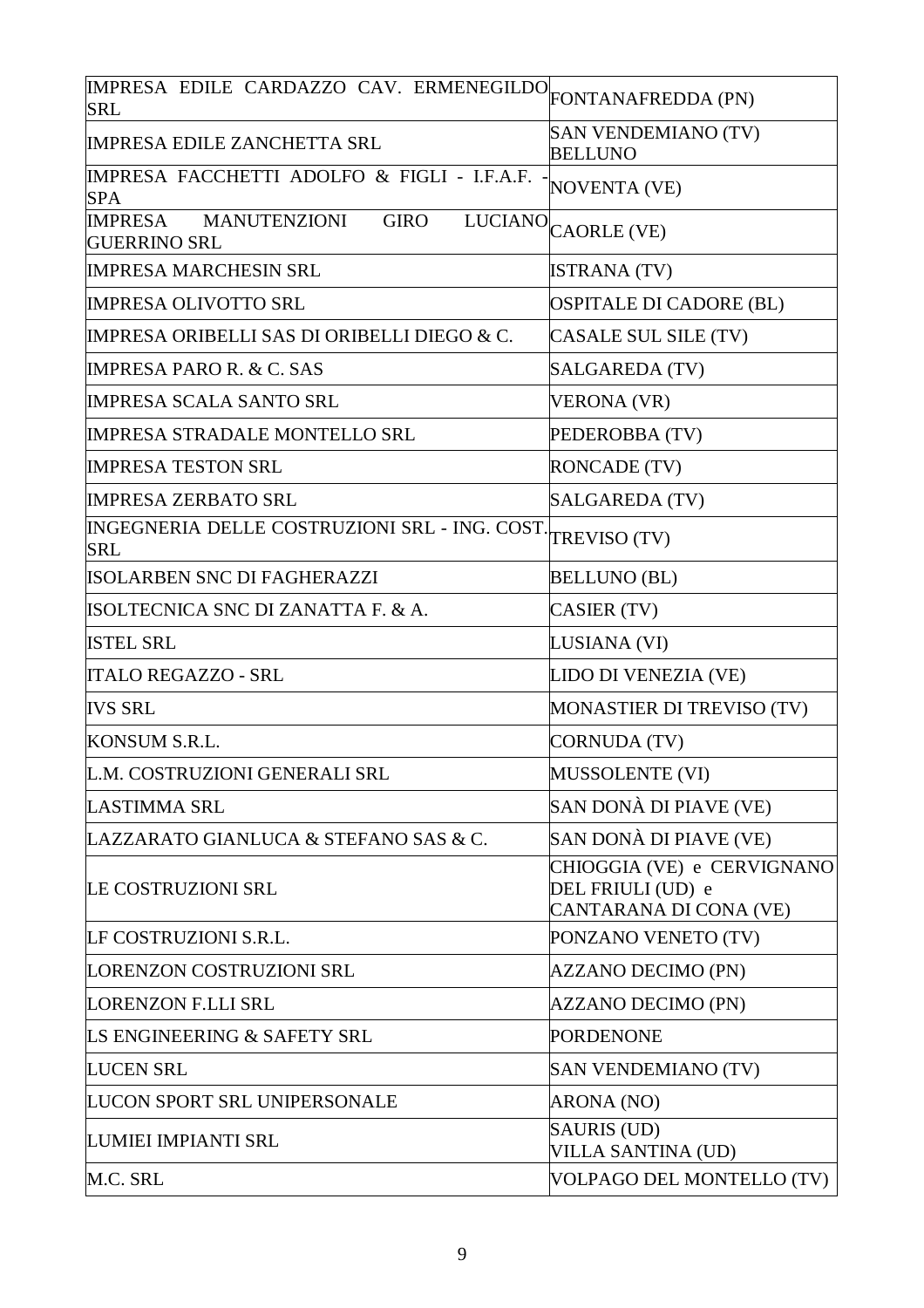| | |
|---|---|
| IMPRESA EDILE CARDAZZO CAV. ERMENEGILDO SRL | FONTANAFREDDA (PN) |
| IMPRESA EDILE ZANCHETTA SRL | SAN VENDEMIANO (TV) BELLUNO |
| IMPRESA FACCHETTI ADOLFO & FIGLI - I.F.A.F. - SPA | NOVENTA (VE) |
| IMPRESA MANUTENZIONI GIRO LUCIANO GUERRINO SRL | CAORLE (VE) |
| IMPRESA MARCHESIN SRL | ISTRANA (TV) |
| IMPRESA OLIVOTTO SRL | OSPITALE DI CADORE (BL) |
| IMPRESA ORIBELLI SAS DI ORIBELLI DIEGO & C. | CASALE SUL SILE (TV) |
| IMPRESA PARO R. & C. SAS | SALGAREDA (TV) |
| IMPRESA SCALA SANTO SRL | VERONA (VR) |
| IMPRESA STRADALE MONTELLO SRL | PEDEROBBA (TV) |
| IMPRESA TESTON SRL | RONCADE (TV) |
| IMPRESA ZERBATO SRL | SALGAREDA (TV) |
| INGEGNERIA DELLE COSTRUZIONI SRL - ING. COST. SRL | TREVISO (TV) |
| ISOLARBEN SNC DI FAGHERAZZI | BELLUNO (BL) |
| ISOLTECNICA SNC DI ZANATTA F. & A. | CASIER (TV) |
| ISTEL SRL | LUSIANA (VI) |
| ITALO REGAZZO - SRL | LIDO DI VENEZIA (VE) |
| IVS SRL | MONASTIER DI TREVISO (TV) |
| KONSUM S.R.L. | CORNUDA (TV) |
| L.M. COSTRUZIONI GENERALI SRL | MUSSOLENTE (VI) |
| LASTIMMA SRL | SAN DONÀ DI PIAVE (VE) |
| LAZZARATO GIANLUCA & STEFANO SAS & C. | SAN DONÀ DI PIAVE (VE) |
| LE COSTRUZIONI SRL | CHIOGGIA (VE) e CERVIGNANO DEL FRIULI (UD) e CANTARANA DI CONA (VE) |
| LF COSTRUZIONI S.R.L. | PONZANO VENETO (TV) |
| LORENZON COSTRUZIONI SRL | AZZANO DECIMO (PN) |
| LORENZON F.LLI SRL | AZZANO DECIMO (PN) |
| LS ENGINEERING & SAFETY SRL | PORDENONE |
| LUCEN SRL | SAN VENDEMIANO (TV) |
| LUCON SPORT SRL UNIPERSONALE | ARONA (NO) |
| LUMIEI IMPIANTI SRL | SAURIS (UD) VILLA SANTINA (UD) |
| M.C. SRL | VOLPAGO DEL MONTELLO (TV) |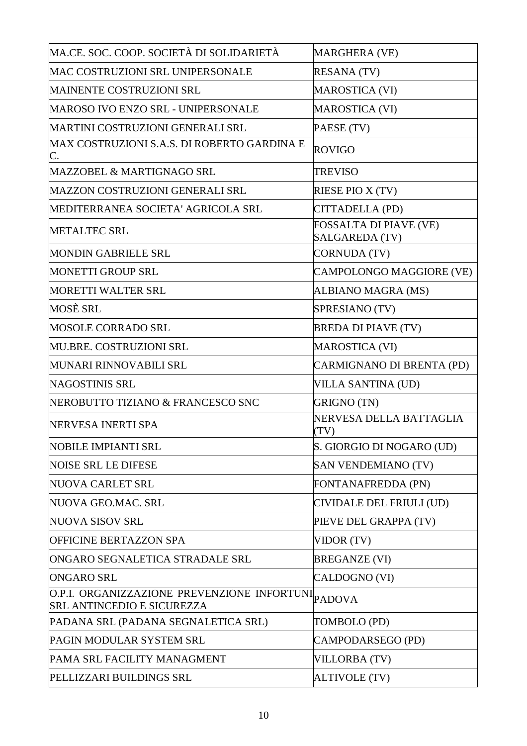| | |
|---|---|
| MA.CE. SOC. COOP. SOCIETÀ DI SOLIDARIETÀ | MARGHERA (VE) |
| MAC COSTRUZIONI SRL UNIPERSONALE | RESANA (TV) |
| MAINENTE COSTRUZIONI SRL | MAROSTICA (VI) |
| MAROSO IVO ENZO SRL - UNIPERSONALE | MAROSTICA (VI) |
| MARTINI COSTRUZIONI GENERALI SRL | PAESE (TV) |
| MAX COSTRUZIONI S.A.S. DI ROBERTO GARDINA E C. | ROVIGO |
| MAZZOBEL & MARTIGNAGO SRL | TREVISO |
| MAZZON COSTRUZIONI GENERALI SRL | RIESE PIO X (TV) |
| MEDITERRANEA SOCIETA' AGRICOLA SRL | CITTADELLA (PD) |
| METALTEC SRL | FOSSALTA DI PIAVE (VE) SALGAREDA (TV) |
| MONDIN GABRIELE SRL | CORNUDA (TV) |
| MONETTI GROUP SRL | CAMPOLONGO MAGGIORE (VE) |
| MORETTI WALTER SRL | ALBIANO MAGRA (MS) |
| MOSÈ SRL | SPRESIANO (TV) |
| MOSOLE CORRADO SRL | BREDA DI PIAVE (TV) |
| MU.BRE. COSTRUZIONI SRL | MAROSTICA (VI) |
| MUNARI RINNOVABILI SRL | CARMIGNANO DI BRENTA (PD) |
| NAGOSTINIS SRL | VILLA SANTINA (UD) |
| NEROBUTTO TIZIANO & FRANCESCO SNC | GRIGNO (TN) |
| NERVESA INERTI SPA | NERVESA DELLA BATTAGLIA (TV) |
| NOBILE IMPIANTI SRL | S. GIORGIO DI NOGARO (UD) |
| NOISE SRL LE DIFESE | SAN VENDEMIANO (TV) |
| NUOVA CARLET SRL | FONTANAFREDDA (PN) |
| NUOVA GEO.MAC. SRL | CIVIDALE DEL FRIULI (UD) |
| NUOVA SISOV SRL | PIEVE DEL GRAPPA (TV) |
| OFFICINE BERTAZZON SPA | VIDOR (TV) |
| ONGARO SEGNALETICA STRADALE SRL | BREGANZE (VI) |
| ONGARO SRL | CALDOGNO (VI) |
| O.P.I. ORGANIZZAZIONE PREVENZIONE INFORTUNI SRL ANTINCEDIO E SICUREZZA | PADOVA |
| PADANA SRL (PADANA SEGNALETICA SRL) | TOMBOLO (PD) |
| PAGIN MODULAR SYSTEM SRL | CAMPODARSEGO (PD) |
| PAMA SRL FACILITY MANAGMENT | VILLORBA (TV) |
| PELLIZZARI BUILDINGS SRL | ALTIVOLE (TV) |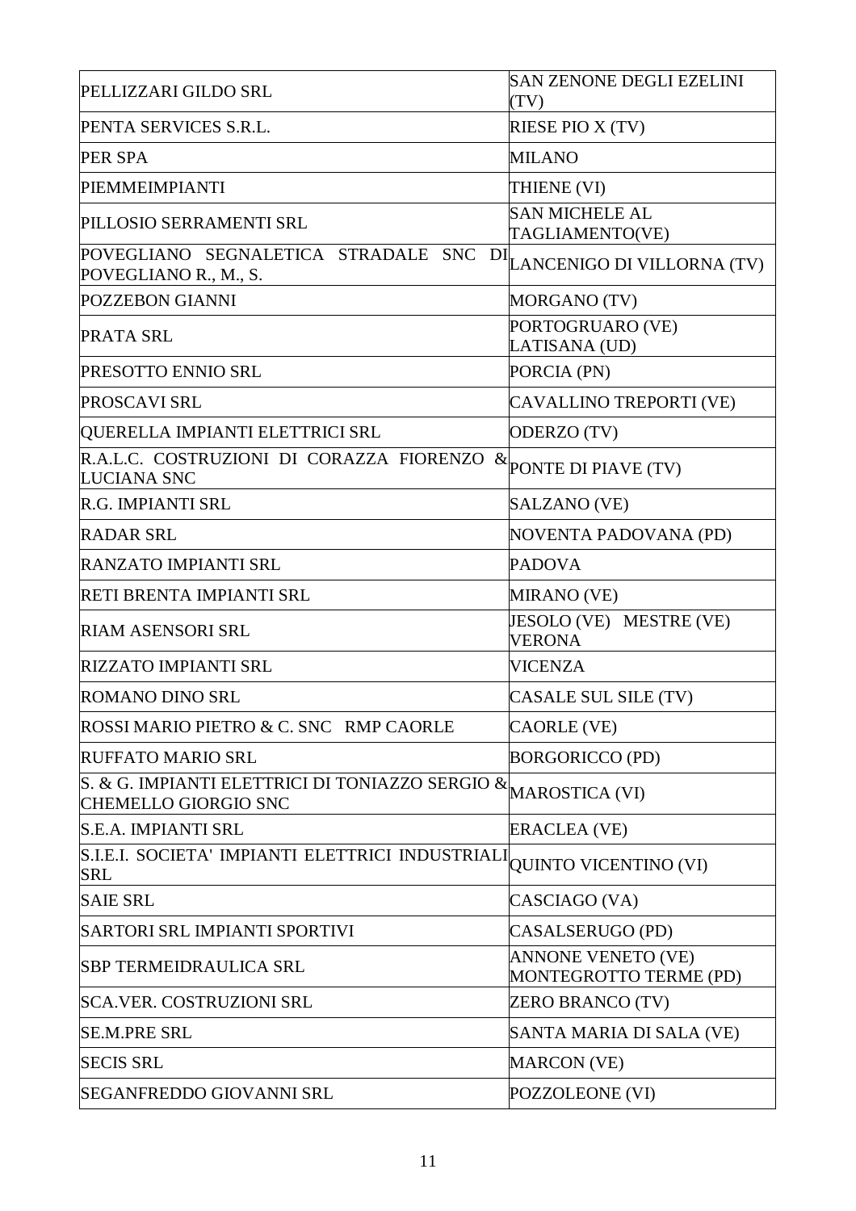| | |
|---|---|
| PELLIZZARI GILDO SRL | SAN ZENONE DEGLI EZELINI (TV) |
| PENTA SERVICES S.R.L. | RIESE PIO X (TV) |
| PER SPA | MILANO |
| PIEMMEIMPIANTI | THIENE (VI) |
| PILLOSIO SERRAMENTI SRL | SAN MICHELE AL TAGLIAMENTO(VE) |
| POVEGLIANO SEGNALETICA STRADALE SNC DI POVEGLIANO R., M., S. | LANCENIGO DI VILLORNA (TV) |
| POZZEBON GIANNI | MORGANO (TV) |
| PRATA SRL | PORTOGRUARO (VE) LATISANA (UD) |
| PRESOTTO ENNIO SRL | PORCIA (PN) |
| PROSCAVI SRL | CAVALLINO TREPORTI (VE) |
| QUERELLA IMPIANTI ELETTRICI SRL | ODERZO (TV) |
| R.A.L.C. COSTRUZIONI DI CORAZZA FIORENZO & LUCIANA SNC | PONTE DI PIAVE (TV) |
| R.G. IMPIANTI SRL | SALZANO (VE) |
| RADAR SRL | NOVENTA PADOVANA (PD) |
| RANZATO IMPIANTI SRL | PADOVA |
| RETI BRENTA IMPIANTI SRL | MIRANO (VE) |
| RIAM ASENSORI SRL | JESOLO (VE) MESTRE (VE) VERONA |
| RIZZATO IMPIANTI SRL | VICENZA |
| ROMANO DINO SRL | CASALE SUL SILE (TV) |
| ROSSI MARIO PIETRO & C. SNC RMP CAORLE | CAORLE (VE) |
| RUFFATO MARIO SRL | BORGORICCO (PD) |
| S. & G. IMPIANTI ELETTRICI DI TONIAZZO SERGIO & CHEMELLO GIORGIO SNC | MAROSTICA (VI) |
| S.E.A. IMPIANTI SRL | ERACLEA (VE) |
| S.I.E.I. SOCIETA' IMPIANTI ELETTRICI INDUSTRIALI SRL | QUINTO VICENTINO (VI) |
| SAIE SRL | CASCIAGO (VA) |
| SARTORI SRL IMPIANTI SPORTIVI | CASALSERUGO (PD) |
| SBP TERMEIDRAULICA SRL | ANNONE VENETO (VE) MONTEGROTTO TERME (PD) |
| SCA.VER. COSTRUZIONI SRL | ZERO BRANCO (TV) |
| SE.M.PRE SRL | SANTA MARIA DI SALA (VE) |
| SECIS SRL | MARCON (VE) |
| SEGANFREDDO GIOVANNI SRL | POZZOLEONE (VI) |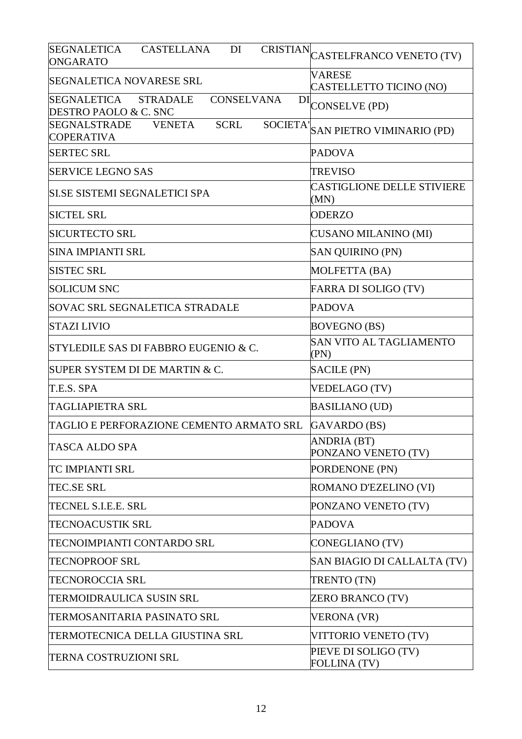| SEGNALETICA CASTELLANA DI CRISTIAN ONGARATO | CASTELFRANCO VENETO (TV) |
|---|---|
| SEGNALETICA NOVARESE SRL | VARESE<br>CASTELLETTO TICINO (NO) |
| SEGNALETICA STRADALE CONSELVANA DI DESTRO PAOLO & C. SNC | CONSELVE (PD) |
| SEGNALSTRADE VENETA SCRL SOCIETA' COPERATIVA | SAN PIETRO VIMINARIO (PD) |
| SERTEC SRL | PADOVA |
| SERVICE LEGNO SAS | TREVISO |
| SI.SE SISTEMI SEGNALETICI SPA | CASTIGLIONE DELLE STIVIERE (MN) |
| SICTEL SRL | ODERZO |
| SICURTECTO SRL | CUSANO MILANINO (MI) |
| SINA IMPIANTI SRL | SAN QUIRINO (PN) |
| SISTEC SRL | MOLFETTA (BA) |
| SOLICUM SNC | FARRA DI SOLIGO (TV) |
| SOVAC SRL SEGNALETICA STRADALE | PADOVA |
| STAZI LIVIO | BOVEGNO (BS) |
| STYLEDILE SAS DI FABBRO EUGENIO & C. | SAN VITO AL TAGLIAMENTO (PN) |
| SUPER SYSTEM DI DE MARTIN & C. | SACILE (PN) |
| T.E.S. SPA | VEDELAGO (TV) |
| TAGLIAPIETRA SRL | BASILIANO (UD) |
| TAGLIO E PERFORAZIONE CEMENTO ARMATO SRL | GAVARDO (BS) |
| TASCA ALDO SPA | ANDRIA (BT)<br>PONZANO VENETO (TV) |
| TC IMPIANTI SRL | PORDENONE (PN) |
| TEC.SE SRL | ROMANO D'EZELINO (VI) |
| TECNEL S.I.E.E. SRL | PONZANO VENETO (TV) |
| TECNOACUSTIK SRL | PADOVA |
| TECNOIMPIANTI CONTARDO SRL | CONEGLIANO (TV) |
| TECNOPROOF SRL | SAN BIAGIO DI CALLALTA (TV) |
| TECNOROCCIA SRL | TRENTO (TN) |
| TERMOIDRAULICA SUSIN SRL | ZERO BRANCO (TV) |
| TERMOSANITARIA PASINATO SRL | VERONA (VR) |
| TERMOTECNICA DELLA GIUSTINA SRL | VITTORIO VENETO (TV) |
| TERNA COSTRUZIONI SRL | PIEVE DI SOLIGO (TV)<br>FOLLINA (TV) |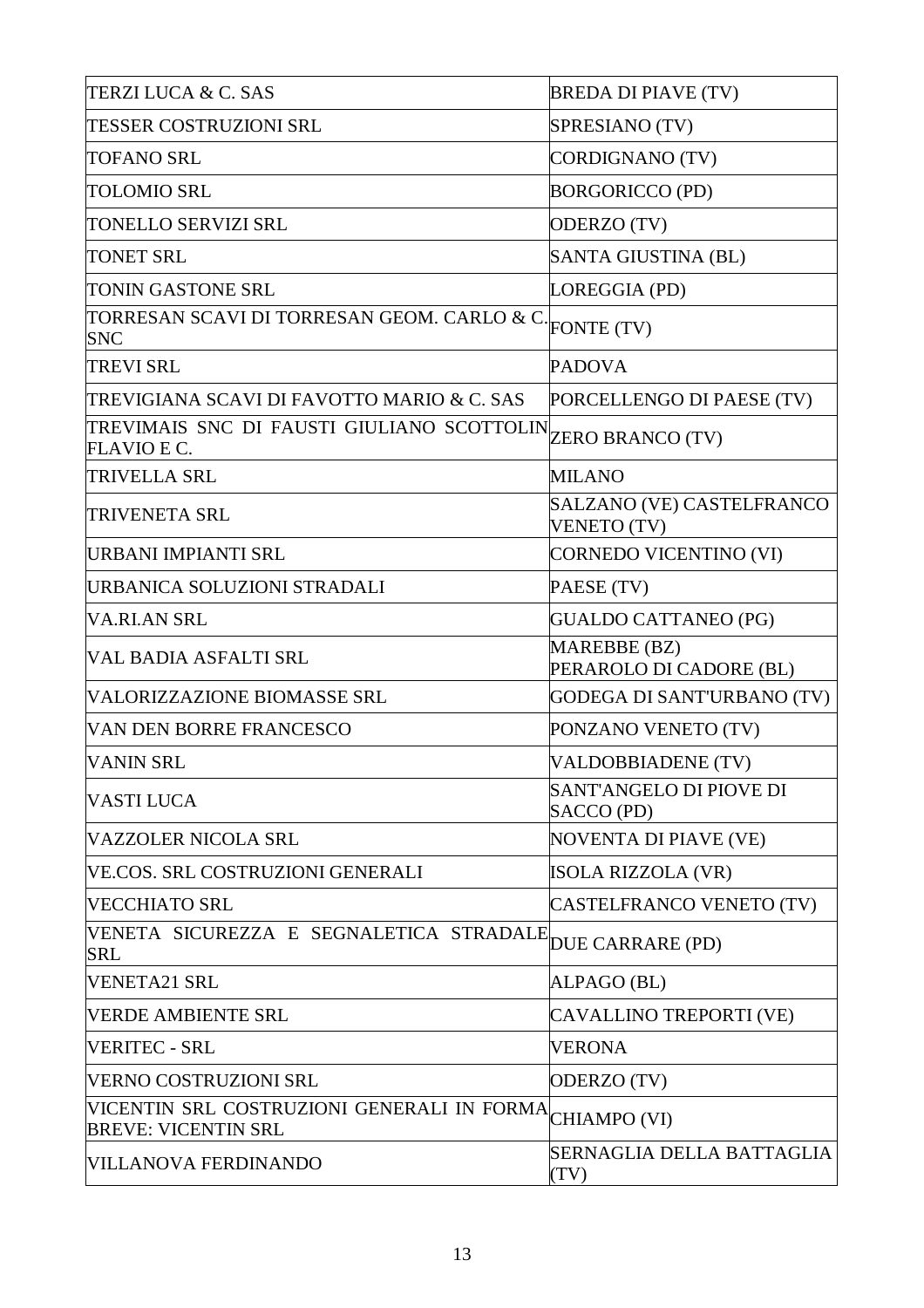| TERZI LUCA & C. SAS | BREDA DI PIAVE (TV) |
|---|---|
| TESSER COSTRUZIONI SRL | SPRESIANO (TV) |
| TOFANO SRL | CORDIGNANO (TV) |
| TOLOMIO SRL | BORGORICCO (PD) |
| TONELLO SERVIZI SRL | ODERZO (TV) |
| TONET SRL | SANTA GIUSTINA (BL) |
| TONIN GASTONE SRL | LOREGGIA (PD) |
| TORRESAN SCAVI DI TORRESAN GEOM. CARLO & C. SNC | FONTE (TV) |
| TREVI SRL | PADOVA |
| TREVIGIANA SCAVI DI FAVOTTO MARIO & C. SAS | PORCELLENGO DI PAESE (TV) |
| TREVIMAIS SNC DI FAUSTI GIULIANO SCOTTOLIN FLAVIO E C. | ZERO BRANCO (TV) |
| TRIVELLA SRL | MILANO |
| TRIVENETA SRL | SALZANO (VE) CASTELFRANCO VENETO (TV) |
| URBANI IMPIANTI SRL | CORNEDO VICENTINO (VI) |
| URBANICA SOLUZIONI STRADALI | PAESE (TV) |
| VA.RI.AN SRL | GUALDO CATTANEO (PG) |
| VAL BADIA ASFALTI SRL | MAREBBE (BZ) PERAROLO DI CADORE (BL) |
| VALORIZZAZIONE BIOMASSE SRL | GODEGA DI SANT'URBANO (TV) |
| VAN DEN BORRE FRANCESCO | PONZANO VENETO (TV) |
| VANIN SRL | VALDOBBIADENE (TV) |
| VASTI LUCA | SANT'ANGELO DI PIOVE DI SACCO (PD) |
| VAZZOLER NICOLA SRL | NOVENTA DI PIAVE (VE) |
| VE.COS. SRL COSTRUZIONI GENERALI | ISOLA RIZZOLA (VR) |
| VECCHIATO SRL | CASTELFRANCO VENETO (TV) |
| VENETA SICUREZZA E SEGNALETICA STRADALE SRL | DUE CARRARE (PD) |
| VENETA21 SRL | ALPAGO (BL) |
| VERDE AMBIENTE SRL | CAVALLINO TREPORTI (VE) |
| VERITEC - SRL | VERONA |
| VERNO COSTRUZIONI SRL | ODERZO (TV) |
| VICENTIN SRL COSTRUZIONI GENERALI IN FORMA BREVE: VICENTIN SRL | CHIAMPO (VI) |
| VILLANOVA FERDINANDO | SERNAGLIA DELLA BATTAGLIA (TV) |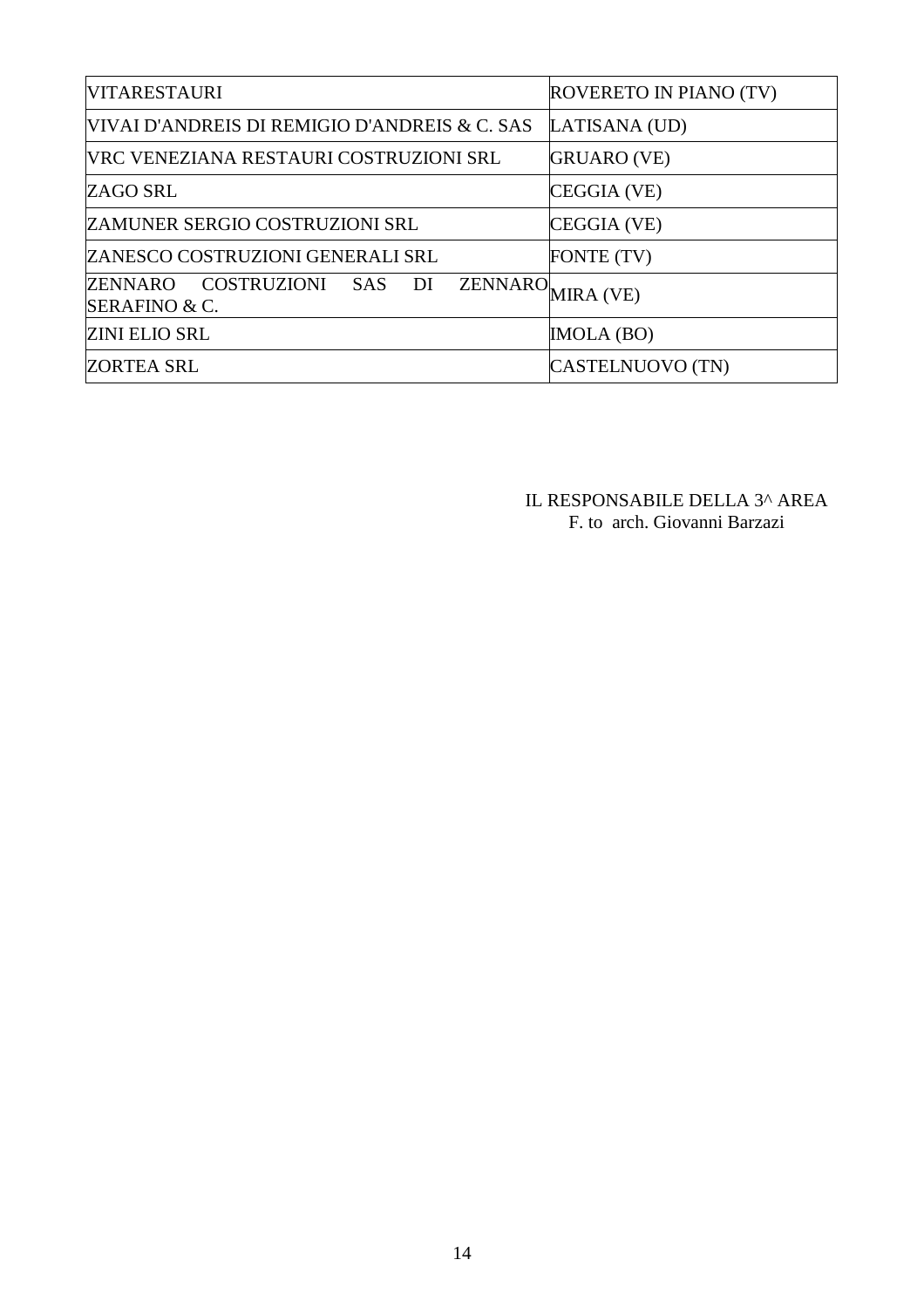| | |
|---|---|
| VITARESTAURI | ROVERETO IN PIANO (TV) |
| VIVAI D'ANDREIS DI REMIGIO D'ANDREIS & C. SAS | LATISANA (UD) |
| VRC VENEZIANA RESTAURI COSTRUZIONI SRL | GRUARO (VE) |
| ZAGO SRL | CEGGIA (VE) |
| ZAMUNER SERGIO COSTRUZIONI SRL | CEGGIA (VE) |
| ZANESCO COSTRUZIONI GENERALI SRL | FONTE (TV) |
| ZENNARO COSTRUZIONI SAS DI ZENNARO SERAFINO & C. | MIRA (VE) |
| ZINI ELIO SRL | IMOLA (BO) |
| ZORTEA SRL | CASTELNUOVO (TN) |

IL RESPONSABILE DELLA 3^ AREA
F. to arch. Giovanni Barzazi